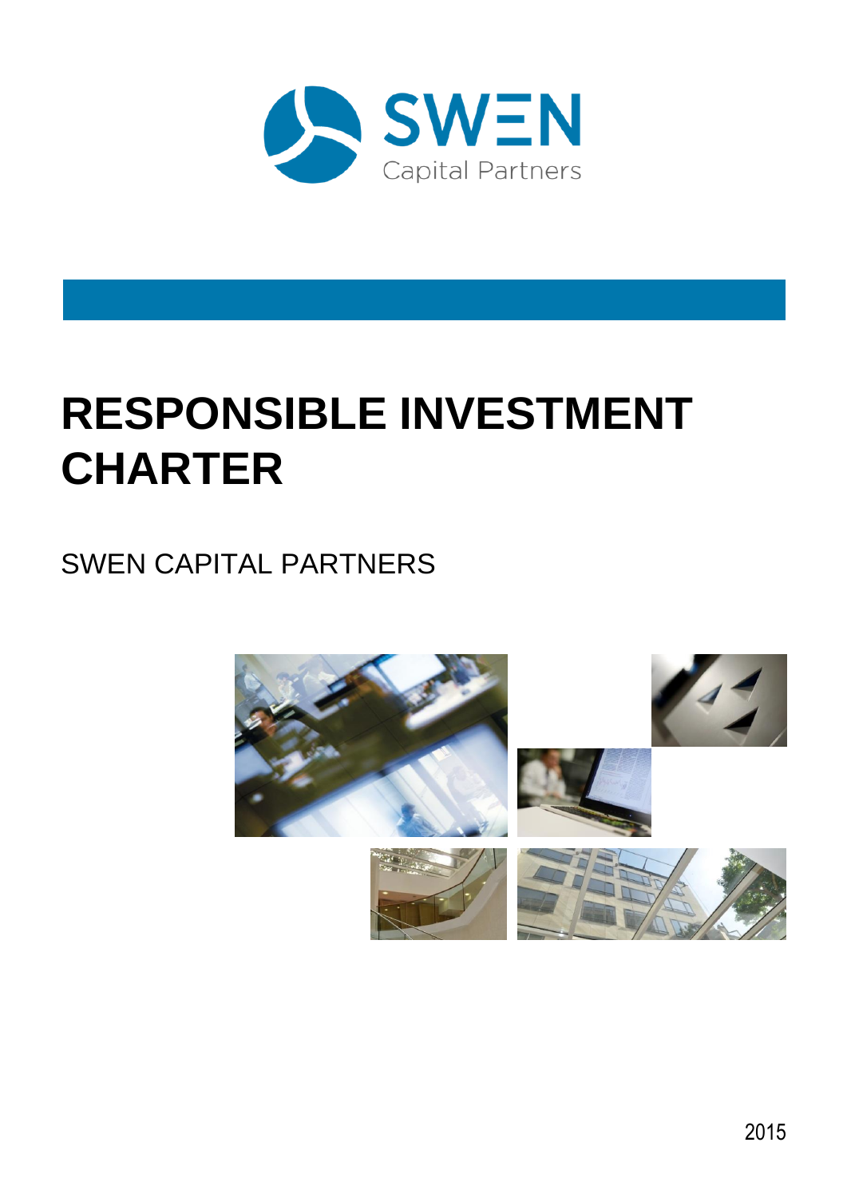SWEN Capital Partners

# RESPONSIBLE INVESTMENT CHARTER

SWEN CAPITAL PARTNERS

2015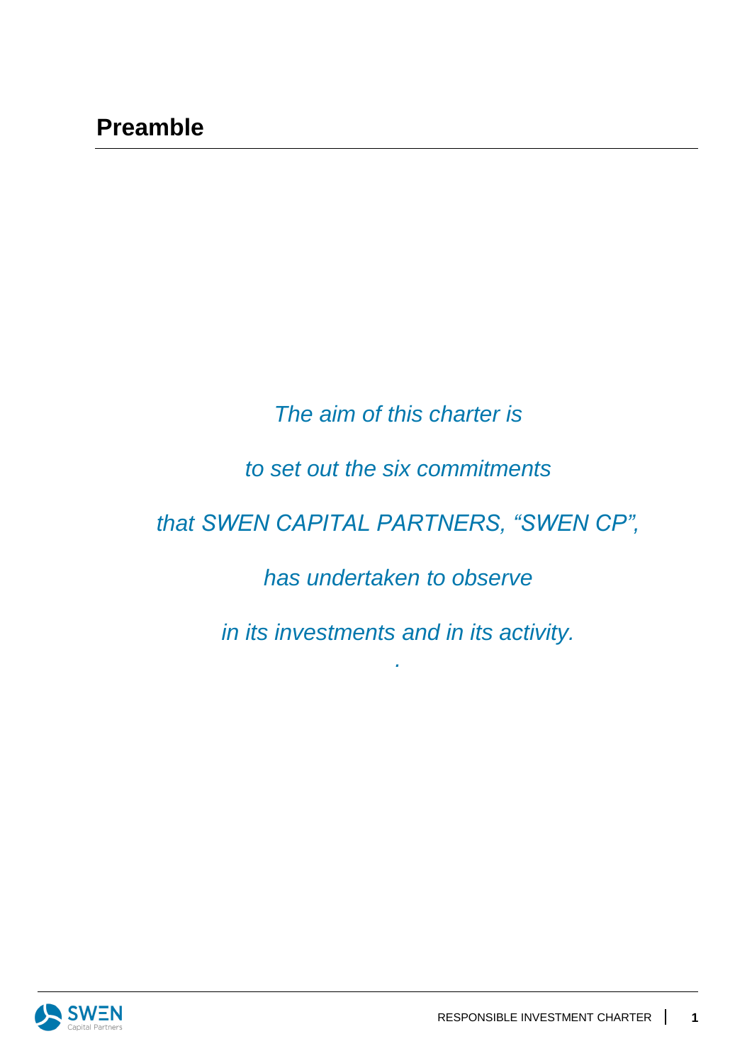# Preamble

*The aim of this charter is*

*to set out the six commitments*

*that SWEN CAPITAL PARTNERS, “SWEN CP”,*

*has undertaken to observe*

*in its investments and in its activity.*

*.*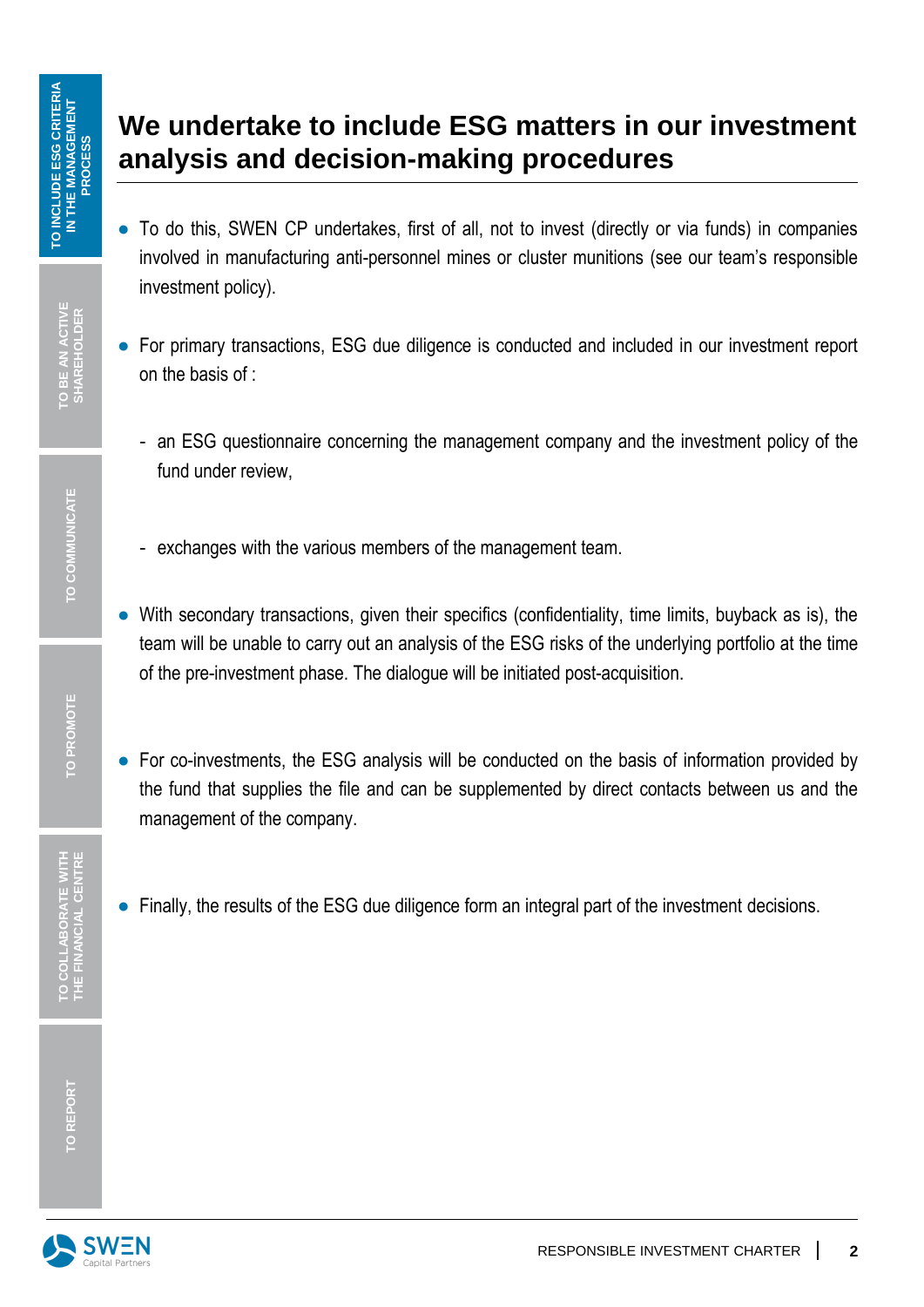# We undertake to include ESG matters in our investment analysis and decision-making procedures

- To do this, SWEN CP undertakes, first of all, not to invest (directly or via funds) in companies involved in manufacturing anti-personnel mines or cluster munitions (see our team's responsible investment policy).

- For primary transactions, ESG due diligence is conducted and included in our investment report on the basis of :

  - an ESG questionnaire concerning the management company and the investment policy of the fund under review,

  - exchanges with the various members of the management team.

- With secondary transactions, given their specifics (confidentiality, time limits, buyback as is), the team will be unable to carry out an analysis of the ESG risks of the underlying portfolio at the time of the pre-investment phase. The dialogue will be initiated post-acquisition.

- For co-investments, the ESG analysis will be conducted on the basis of information provided by the fund that supplies the file and can be supplemented by direct contacts between us and the management of the company.

- Finally, the results of the ESG due diligence form an integral part of the investment decisions.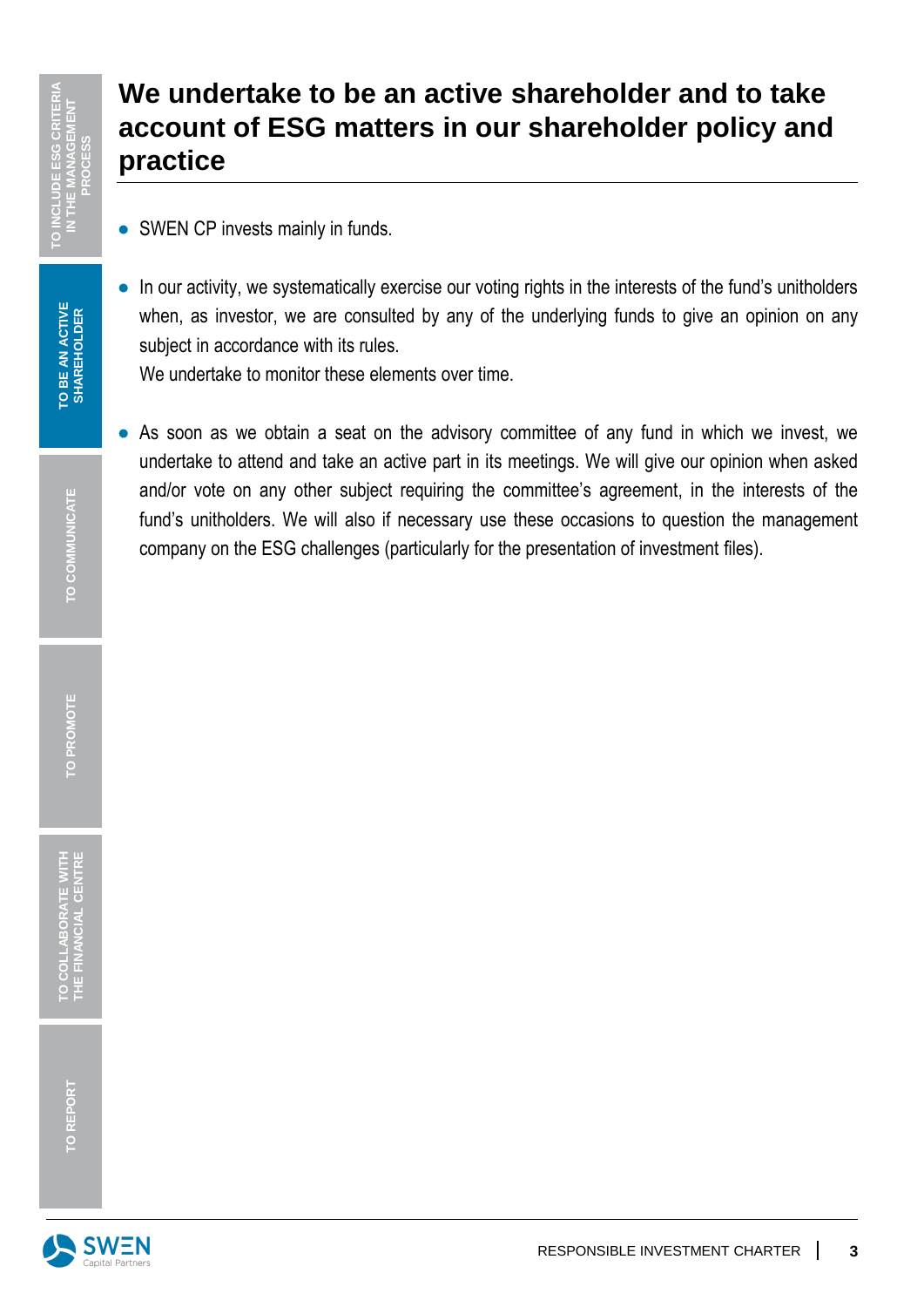# We undertake to be an active shareholder and to take account of ESG matters in our shareholder policy and practice

- SWEN CP invests mainly in funds.
- In our activity, we systematically exercise our voting rights in the interests of the fund's unitholders when, as investor, we are consulted by any of the underlying funds to give an opinion on any subject in accordance with its rules.
  We undertake to monitor these elements over time.
- As soon as we obtain a seat on the advisory committee of any fund in which we invest, we undertake to attend and take an active part in its meetings. We will give our opinion when asked and/or vote on any other subject requiring the committee's agreement, in the interests of the fund's unitholders. We will also if necessary use these occasions to question the management company on the ESG challenges (particularly for the presentation of investment files).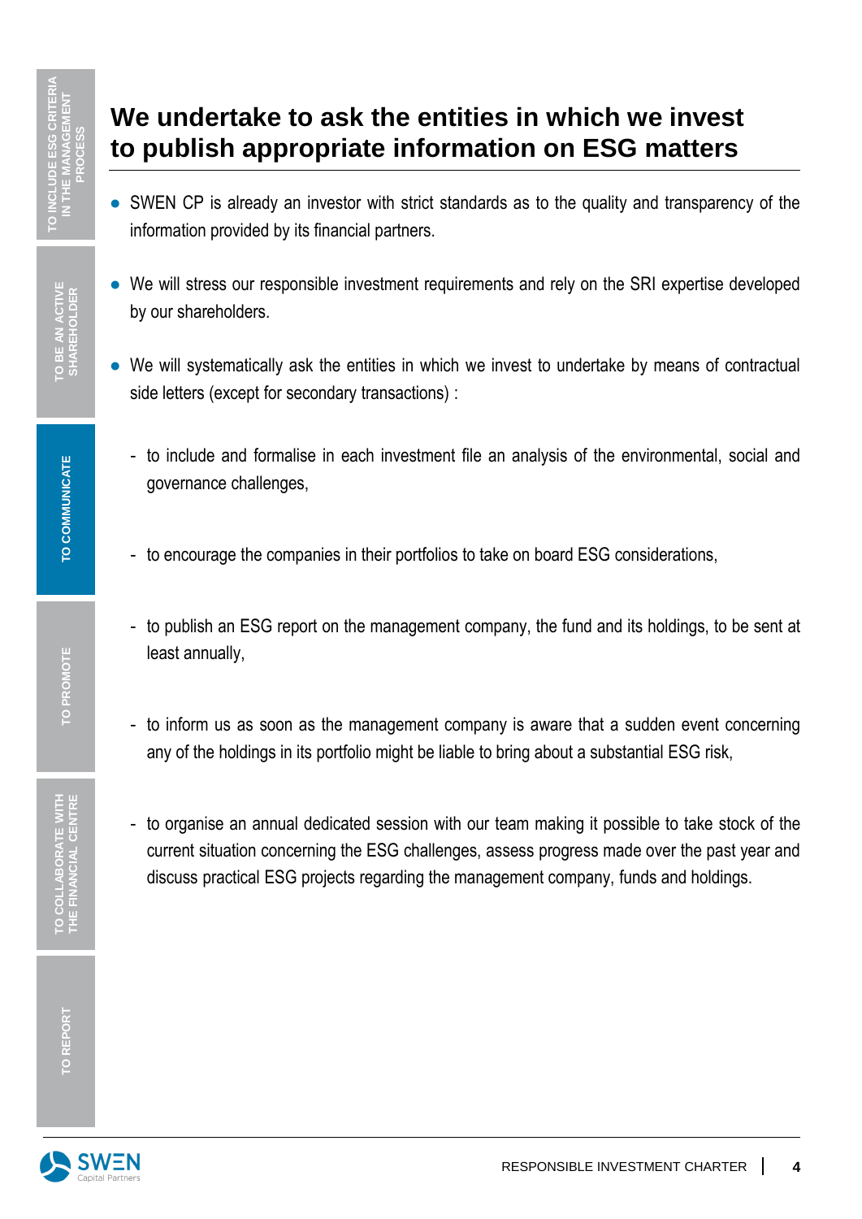# We undertake to ask the entities in which we invest to publish appropriate information on ESG matters

- SWEN CP is already an investor with strict standards as to the quality and transparency of the information provided by its financial partners.
- We will stress our responsible investment requirements and rely on the SRI expertise developed by our shareholders.
- We will systematically ask the entities in which we invest to undertake by means of contractual side letters (except for secondary transactions) :
  - to include and formalise in each investment file an analysis of the environmental, social and governance challenges,
  - to encourage the companies in their portfolios to take on board ESG considerations,
  - to publish an ESG report on the management company, the fund and its holdings, to be sent at least annually,
  - to inform us as soon as the management company is aware that a sudden event concerning any of the holdings in its portfolio might be liable to bring about a substantial ESG risk,
  - to organise an annual dedicated session with our team making it possible to take stock of the current situation concerning the ESG challenges, assess progress made over the past year and discuss practical ESG projects regarding the management company, funds and holdings.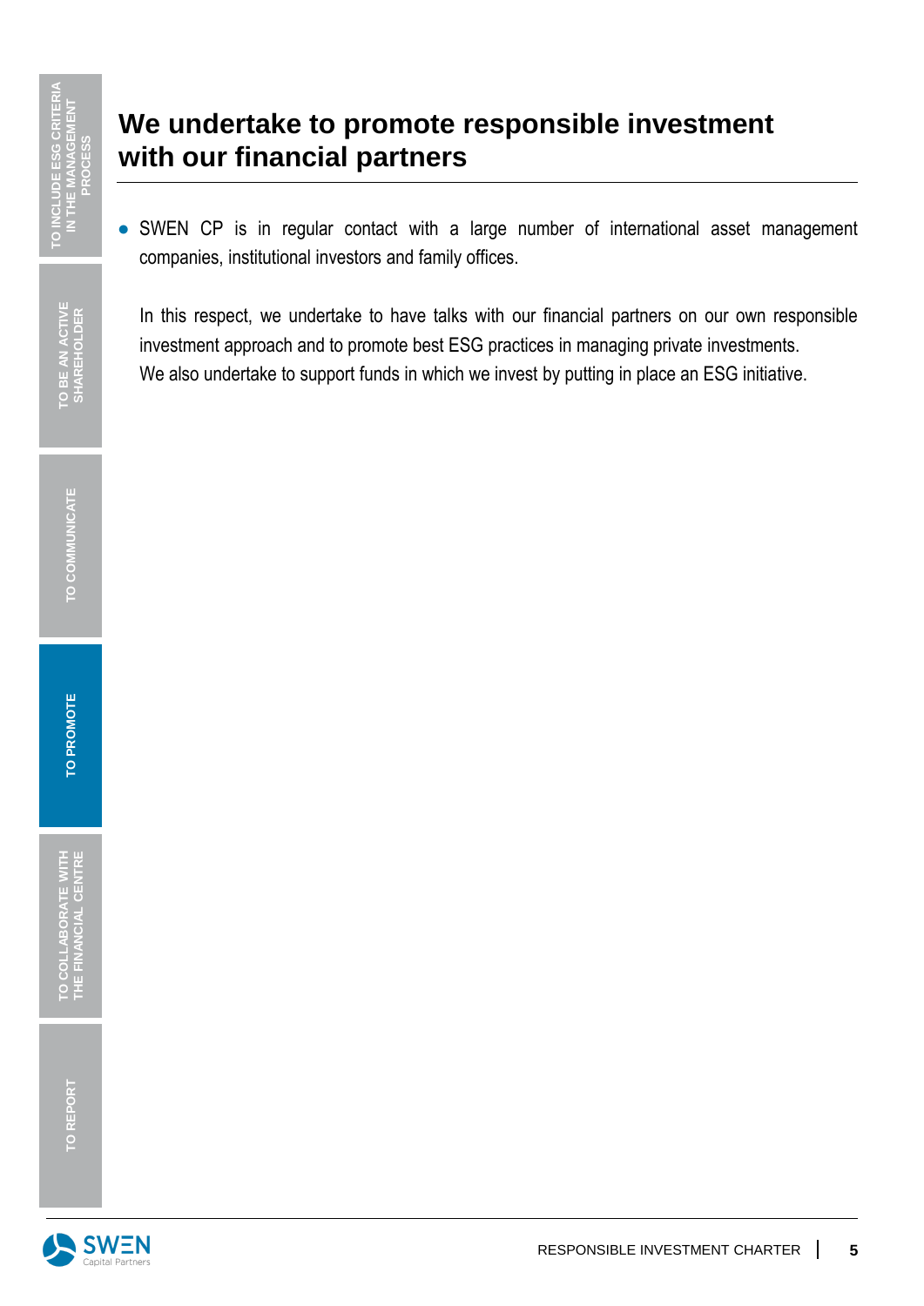# We undertake to promote responsible investment with our financial partners

- SWEN CP is in regular contact with a large number of international asset management companies, institutional investors and family offices.

  In this respect, we undertake to have talks with our financial partners on our own responsible investment approach and to promote best ESG practices in managing private investments.
  We also undertake to support funds in which we invest by putting in place an ESG initiative.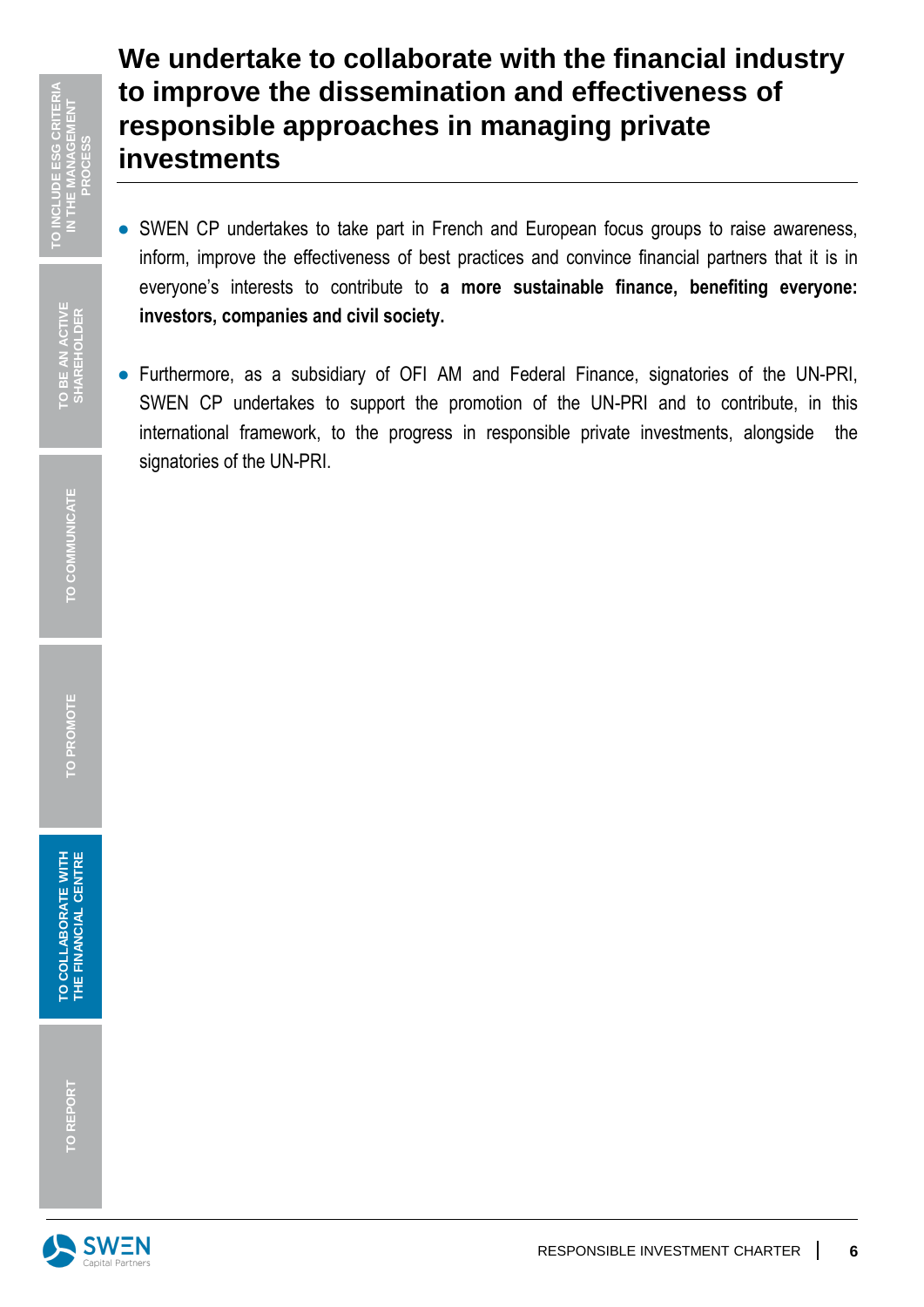# We undertake to collaborate with the financial industry to improve the dissemination and effectiveness of responsible approaches in managing private investments

- SWEN CP undertakes to take part in French and European focus groups to raise awareness, inform, improve the effectiveness of best practices and convince financial partners that it is in everyone's interests to contribute to **a more sustainable finance, benefiting everyone: investors, companies and civil society.**

- Furthermore, as a subsidiary of OFI AM and Federal Finance, signatories of the UN-PRI, SWEN CP undertakes to support the promotion of the UN-PRI and to contribute, in this international framework, to the progress in responsible private investments, alongside the signatories of the UN-PRI.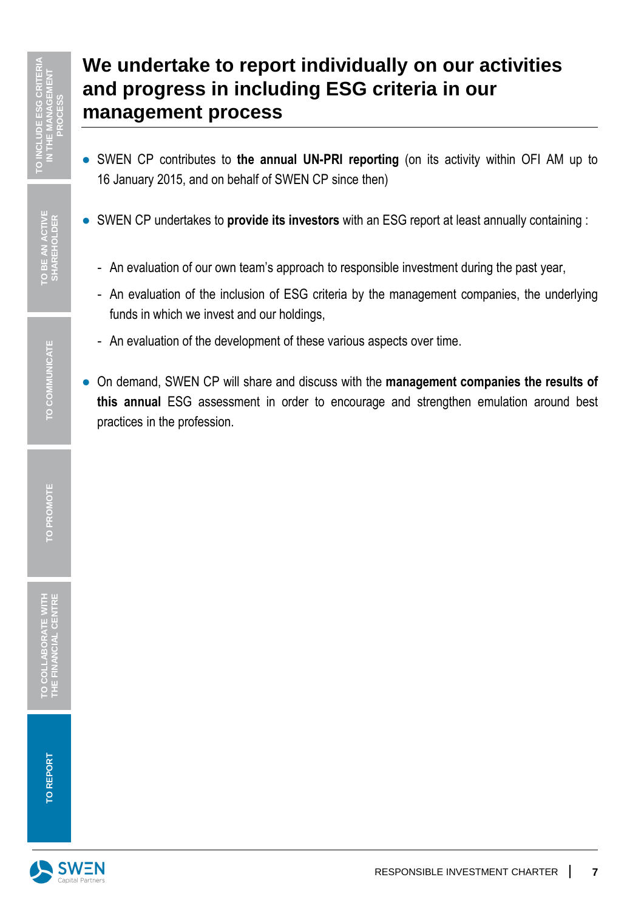# We undertake to report individually on our activities and progress in including ESG criteria in our management process

- SWEN CP contributes to **the annual UN-PRI reporting** (on its activity within OFI AM up to 16 January 2015, and on behalf of SWEN CP since then)

- SWEN CP undertakes to **provide its investors** with an ESG report at least annually containing :

  - An evaluation of our own team's approach to responsible investment during the past year,
  - An evaluation of the inclusion of ESG criteria by the management companies, the underlying funds in which we invest and our holdings,
  - An evaluation of the development of these various aspects over time.

- On demand, SWEN CP will share and discuss with the **management companies the results of this annual** ESG assessment in order to encourage and strengthen emulation around best practices in the profession.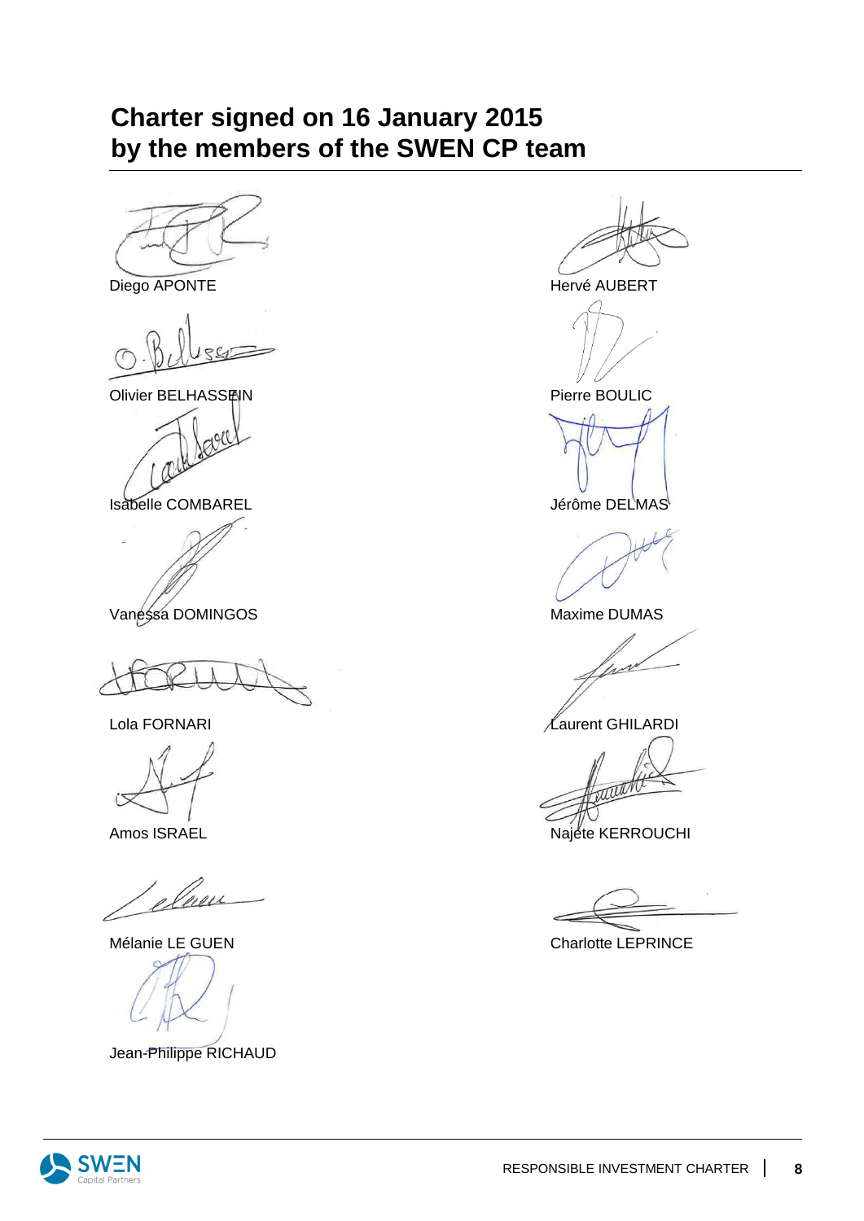## Charter signed on 16 January 2015 by the members of the SWEN CP team

Diego APONTE

Hervé AUBERT

Olivier BELHASSEN

Pierre BOULIC

Isabelle COMBAREL

Jérôme DELMAS

Vanessa DOMINGOS

Maxime DUMAS

Lola FORNARI

Laurent GHILARDI

Amos ISRAEL

Najète KERROUCHI

Mélanie LE GUEN

Charlotte LEPRINCE

Jean-Philippe RICHAUD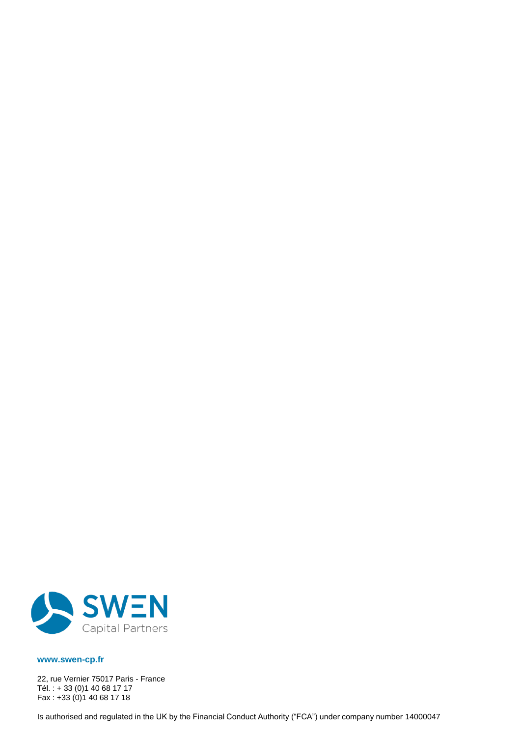SWEN

Capital Partners

**www.swen-cp.fr**

22, rue Vernier 75017 Paris - France
Tél. : + 33 (0)1 40 68 17 17
Fax : +33 (0)1 40 68 17 18

Is authorised and regulated in the UK by the Financial Conduct Authority (“FCA”) under company number 14000047